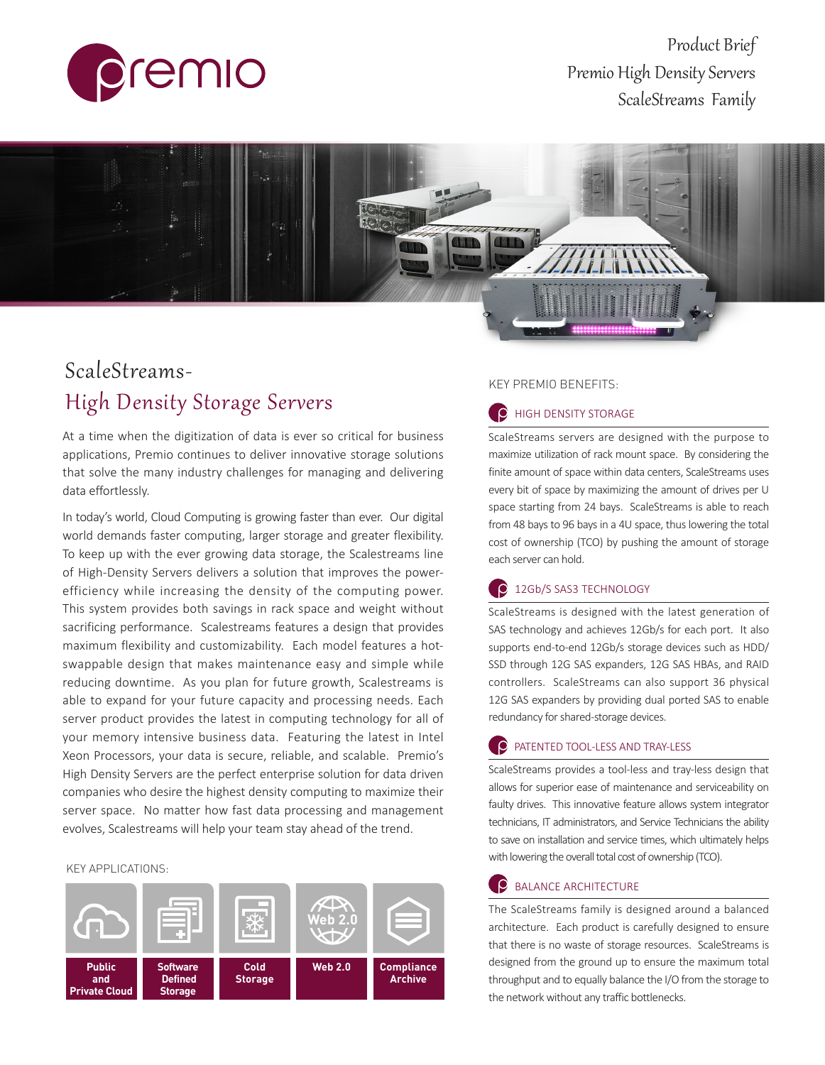Product Brief
Premio High Density Servers
ScaleStreams Family

# ScaleStreams-
## High Density Storage Servers

At a time when the digitization of data is ever so critical for business applications, Premio continues to deliver innovative storage solutions that solve the many industry challenges for managing and delivering data effortlessly.

In today's world, Cloud Computing is growing faster than ever. Our digital world demands faster computing, larger storage and greater flexibility. To keep up with the ever growing data storage, the Scalestreams line of High-Density Servers delivers a solution that improves the power-efficiency while increasing the density of the computing power. This system provides both savings in rack space and weight without sacrificing performance. Scalestreams features a design that provides maximum flexibility and customizability. Each model features a hot-swappable design that makes maintenance easy and simple while reducing downtime. As you plan for future growth, Scalestreams is able to expand for your future capacity and processing needs. Each server product provides the latest in computing technology for all of your memory intensive business data. Featuring the latest in Intel Xeon Processors, your data is secure, reliable, and scalable. Premio's High Density Servers are the perfect enterprise solution for data driven companies who desire the highest density computing to maximize their server space. No matter how fast data processing and management evolves, Scalestreams will help your team stay ahead of the trend.

KEY APPLICATIONS:

- Public and Private Cloud
- Software Defined Storage
- Cold Storage
- Web 2.0
- Compliance Archive

KEY PREMIO BENEFITS:

### HIGH DENSITY STORAGE

ScaleStreams servers are designed with the purpose to maximize utilization of rack mount space. By considering the finite amount of space within data centers, ScaleStreams uses every bit of space by maximizing the amount of drives per U space starting from 24 bays. ScaleStreams is able to reach from 48 bays to 96 bays in a 4U space, thus lowering the total cost of ownership (TCO) by pushing the amount of storage each server can hold.

### 12Gb/S SAS3 TECHNOLOGY

ScaleStreams is designed with the latest generation of SAS technology and achieves 12Gb/s for each port. It also supports end-to-end 12Gb/s storage devices such as HDD/SSD through 12G SAS expanders, 12G SAS HBAs, and RAID controllers. ScaleStreams can also support 36 physical 12G SAS expanders by providing dual ported SAS to enable redundancy for shared-storage devices.

### PATENTED TOOL-LESS AND TRAY-LESS

ScaleStreams provides a tool-less and tray-less design that allows for superior ease of maintenance and serviceability on faulty drives. This innovative feature allows system integrator technicians, IT administrators, and Service Technicians the ability to save on installation and service times, which ultimately helps with lowering the overall total cost of ownership (TCO).

### BALANCE ARCHITECTURE

The ScaleStreams family is designed around a balanced architecture. Each product is carefully designed to ensure that there is no waste of storage resources. ScaleStreams is designed from the ground up to ensure the maximum total throughput and to equally balance the I/O from the storage to the network without any traffic bottlenecks.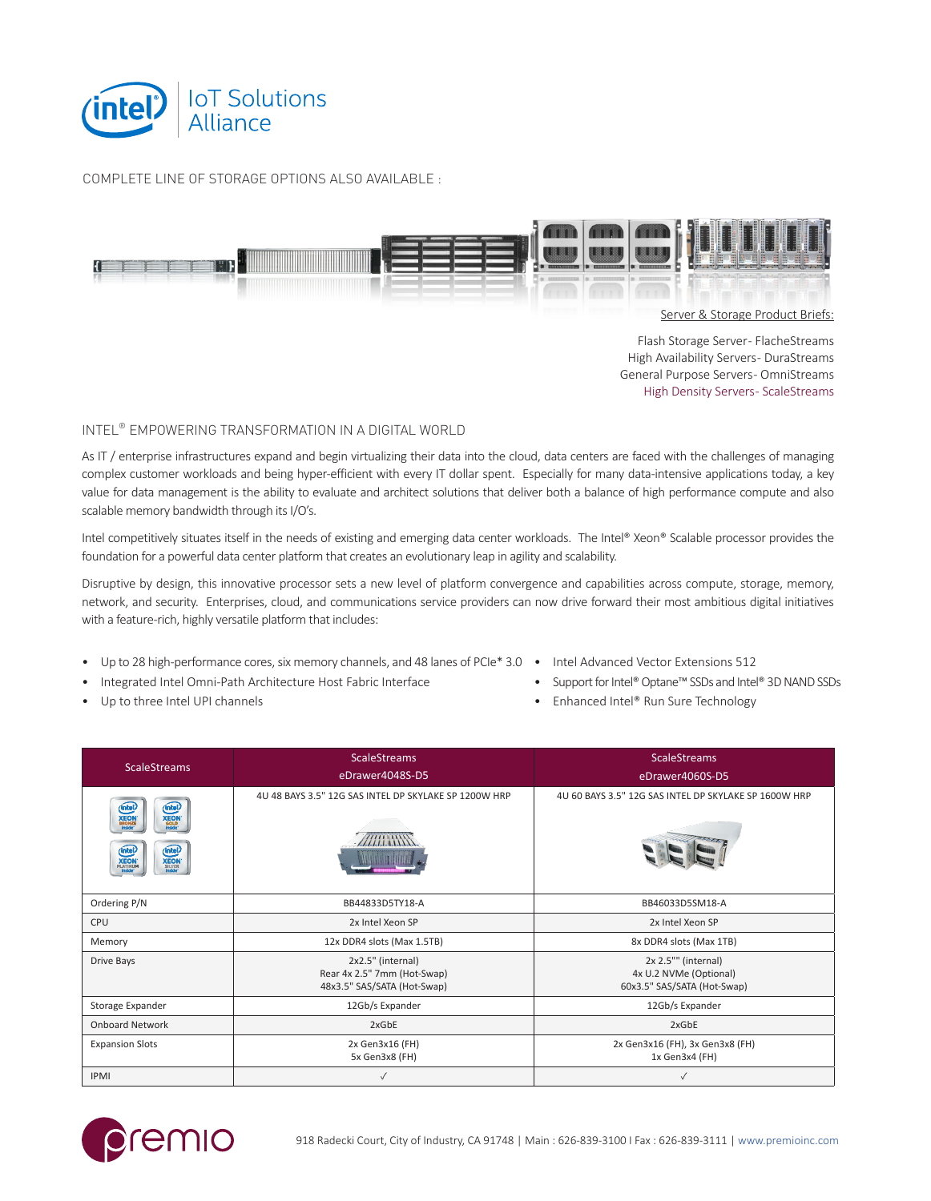COMPLETE LINE OF STORAGE OPTIONS ALSO AVAILABLE :

Server & Storage Product Briefs:

Flash Storage Server- FlacheStreams
High Availability Servers- DuraStreams
General Purpose Servers- OmniStreams
High Density Servers- ScaleStreams

## INTEL® EMPOWERING TRANSFORMATION IN A DIGITAL WORLD

As IT / enterprise infrastructures expand and begin virtualizing their data into the cloud, data centers are faced with the challenges of managing complex customer workloads and being hyper-efficient with every IT dollar spent. Especially for many data-intensive applications today, a key value for data management is the ability to evaluate and architect solutions that deliver both a balance of high performance compute and also scalable memory bandwidth through its I/O's.

Intel competitively situates itself in the needs of existing and emerging data center workloads. The Intel® Xeon® Scalable processor provides the foundation for a powerful data center platform that creates an evolutionary leap in agility and scalability.

Disruptive by design, this innovative processor sets a new level of platform convergence and capabilities across compute, storage, memory, network, and security. Enterprises, cloud, and communications service providers can now drive forward their most ambitious digital initiatives with a feature-rich, highly versatile platform that includes:

- Up to 28 high-performance cores, six memory channels, and 48 lanes of PCIe* 3.0
- Integrated Intel Omni-Path Architecture Host Fabric Interface
- Up to three Intel UPI channels
- Intel Advanced Vector Extensions 512
- Support for Intel® Optane™ SSDs and Intel® 3D NAND SSDs
- Enhanced Intel® Run Sure Technology

| ScaleStreams | ScaleStreams eDrawer4048S-D5 | ScaleStreams eDrawer4060S-D5 |
|---|---|---|
| | 4U 48 BAYS 3.5" 12G SAS INTEL DP SKYLAKE SP 1200W HRP | 4U 60 BAYS 3.5" 12G SAS INTEL DP SKYLAKE SP 1600W HRP |
| Ordering P/N | BB44833D5TY18-A | BB46033D5SM18-A |
| CPU | 2x Intel Xeon SP | 2x Intel Xeon SP |
| Memory | 12x DDR4 slots (Max 1.5TB) | 8x DDR4 slots (Max 1TB) |
| Drive Bays | 2x2.5" (internal)<br>Rear 4x 2.5" 7mm (Hot-Swap)<br>48x3.5" SAS/SATA (Hot-Swap) | 2x 2.5"" (internal)<br>4x U.2 NVMe (Optional)<br>60x3.5" SAS/SATA (Hot-Swap) |
| Storage Expander | 12Gb/s Expander | 12Gb/s Expander |
| Onboard Network | 2xGbE | 2xGbE |
| Expansion Slots | 2x Gen3x16 (FH)<br>5x Gen3x8 (FH) | 2x Gen3x16 (FH), 3x Gen3x8 (FH)<br>1x Gen3x4 (FH) |
| IPMI | ✓ | ✓ |

918 Radecki Court, City of Industry, CA 91748 | Main : 626-839-3100 I Fax : 626-839-3111 | www.premioinc.com